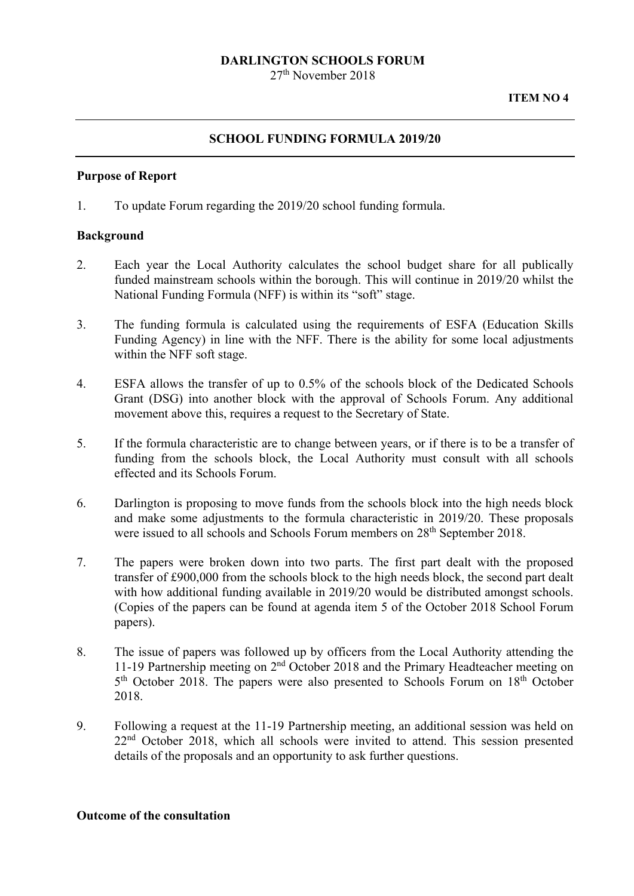**DARLINGTON SCHOOLS FORUM**
27th November 2018

**ITEM NO 4**

---

## SCHOOL FUNDING FORMULA 2019/20

---

### Purpose of Report

1. To update Forum regarding the 2019/20 school funding formula.

### Background

2. Each year the Local Authority calculates the school budget share for all publically funded mainstream schools within the borough. This will continue in 2019/20 whilst the National Funding Formula (NFF) is within its "soft" stage.

3. The funding formula is calculated using the requirements of ESFA (Education Skills Funding Agency) in line with the NFF. There is the ability for some local adjustments within the NFF soft stage.

4. ESFA allows the transfer of up to 0.5% of the schools block of the Dedicated Schools Grant (DSG) into another block with the approval of Schools Forum. Any additional movement above this, requires a request to the Secretary of State.

5. If the formula characteristic are to change between years, or if there is to be a transfer of funding from the schools block, the Local Authority must consult with all schools effected and its Schools Forum.

6. Darlington is proposing to move funds from the schools block into the high needs block and make some adjustments to the formula characteristic in 2019/20. These proposals were issued to all schools and Schools Forum members on 28th September 2018.

7. The papers were broken down into two parts. The first part dealt with the proposed transfer of £900,000 from the schools block to the high needs block, the second part dealt with how additional funding available in 2019/20 would be distributed amongst schools. (Copies of the papers can be found at agenda item 5 of the October 2018 School Forum papers).

8. The issue of papers was followed up by officers from the Local Authority attending the 11-19 Partnership meeting on 2nd October 2018 and the Primary Headteacher meeting on 5th October 2018. The papers were also presented to Schools Forum on 18th October 2018.

9. Following a request at the 11-19 Partnership meeting, an additional session was held on 22nd October 2018, which all schools were invited to attend. This session presented details of the proposals and an opportunity to ask further questions.

### Outcome of the consultation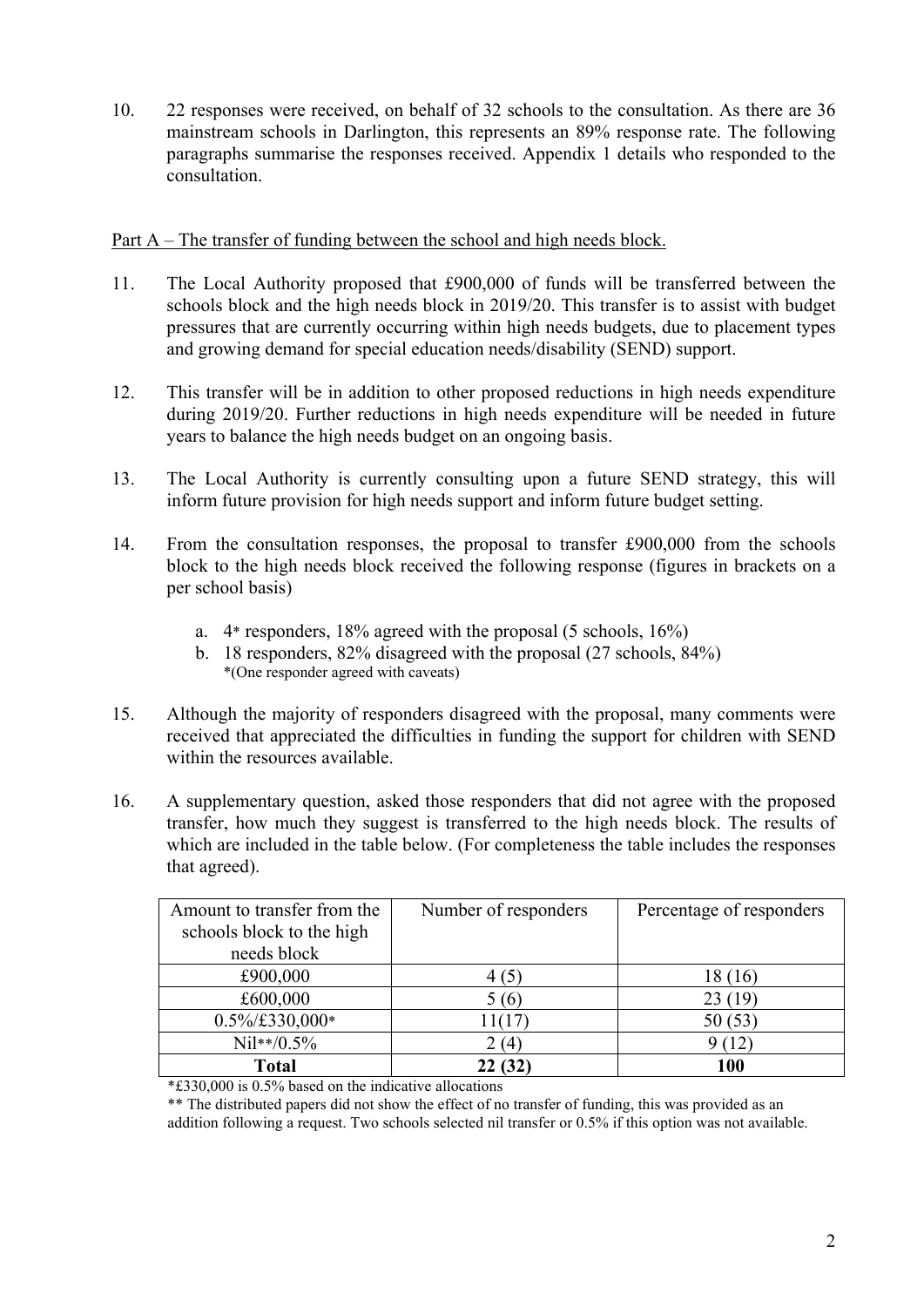10. 22 responses were received, on behalf of 32 schools to the consultation. As there are 36 mainstream schools in Darlington, this represents an 89% response rate. The following paragraphs summarise the responses received. Appendix 1 details who responded to the consultation.

Part A – The transfer of funding between the school and high needs block.

11. The Local Authority proposed that £900,000 of funds will be transferred between the schools block and the high needs block in 2019/20. This transfer is to assist with budget pressures that are currently occurring within high needs budgets, due to placement types and growing demand for special education needs/disability (SEND) support.

12. This transfer will be in addition to other proposed reductions in high needs expenditure during 2019/20. Further reductions in high needs expenditure will be needed in future years to balance the high needs budget on an ongoing basis.

13. The Local Authority is currently consulting upon a future SEND strategy, this will inform future provision for high needs support and inform future budget setting.

14. From the consultation responses, the proposal to transfer £900,000 from the schools block to the high needs block received the following response (figures in brackets on a per school basis)

    a. 4* responders, 18% agreed with the proposal (5 schools, 16%)
    b. 18 responders, 82% disagreed with the proposal (27 schools, 84%)
    *(One responder agreed with caveats)

15. Although the majority of responders disagreed with the proposal, many comments were received that appreciated the difficulties in funding the support for children with SEND within the resources available.

16. A supplementary question, asked those responders that did not agree with the proposed transfer, how much they suggest is transferred to the high needs block. The results of which are included in the table below. (For completeness the table includes the responses that agreed).

| Amount to transfer from the schools block to the high needs block | Number of responders | Percentage of responders |
|---|---|---|
| £900,000 | 4 (5) | 18 (16) |
| £600,000 | 5 (6) | 23 (19) |
| 0.5%/£330,000* | 11(17) | 50 (53) |
| Nil**/0.5% | 2 (4) | 9 (12) |
| **Total** | **22 (32)** | **100** |

*£330,000 is 0.5% based on the indicative allocations

** The distributed papers did not show the effect of no transfer of funding, this was provided as an addition following a request. Two schools selected nil transfer or 0.5% if this option was not available.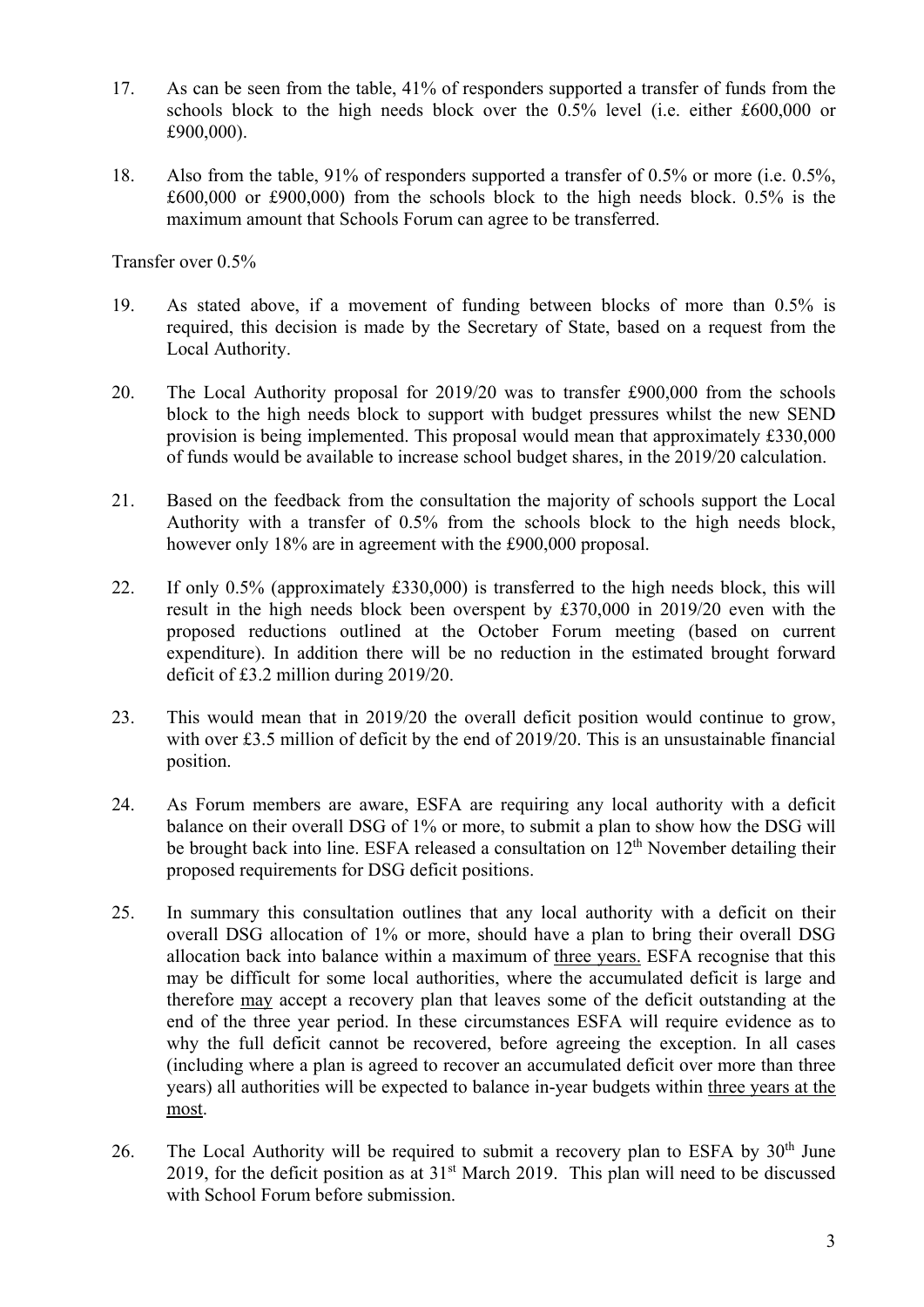17. As can be seen from the table, 41% of responders supported a transfer of funds from the schools block to the high needs block over the 0.5% level (i.e. either £600,000 or £900,000).

18. Also from the table, 91% of responders supported a transfer of 0.5% or more (i.e. 0.5%, £600,000 or £900,000) from the schools block to the high needs block. 0.5% is the maximum amount that Schools Forum can agree to be transferred.

Transfer over 0.5%

19. As stated above, if a movement of funding between blocks of more than 0.5% is required, this decision is made by the Secretary of State, based on a request from the Local Authority.

20. The Local Authority proposal for 2019/20 was to transfer £900,000 from the schools block to the high needs block to support with budget pressures whilst the new SEND provision is being implemented. This proposal would mean that approximately £330,000 of funds would be available to increase school budget shares, in the 2019/20 calculation.

21. Based on the feedback from the consultation the majority of schools support the Local Authority with a transfer of 0.5% from the schools block to the high needs block, however only 18% are in agreement with the £900,000 proposal.

22. If only 0.5% (approximately £330,000) is transferred to the high needs block, this will result in the high needs block been overspent by £370,000 in 2019/20 even with the proposed reductions outlined at the October Forum meeting (based on current expenditure). In addition there will be no reduction in the estimated brought forward deficit of £3.2 million during 2019/20.

23. This would mean that in 2019/20 the overall deficit position would continue to grow, with over £3.5 million of deficit by the end of 2019/20. This is an unsustainable financial position.

24. As Forum members are aware, ESFA are requiring any local authority with a deficit balance on their overall DSG of 1% or more, to submit a plan to show how the DSG will be brought back into line. ESFA released a consultation on 12th November detailing their proposed requirements for DSG deficit positions.

25. In summary this consultation outlines that any local authority with a deficit on their overall DSG allocation of 1% or more, should have a plan to bring their overall DSG allocation back into balance within a maximum of three years. ESFA recognise that this may be difficult for some local authorities, where the accumulated deficit is large and therefore may accept a recovery plan that leaves some of the deficit outstanding at the end of the three year period. In these circumstances ESFA will require evidence as to why the full deficit cannot be recovered, before agreeing the exception. In all cases (including where a plan is agreed to recover an accumulated deficit over more than three years) all authorities will be expected to balance in-year budgets within three years at the most.

26. The Local Authority will be required to submit a recovery plan to ESFA by 30th June 2019, for the deficit position as at 31st March 2019. This plan will need to be discussed with School Forum before submission.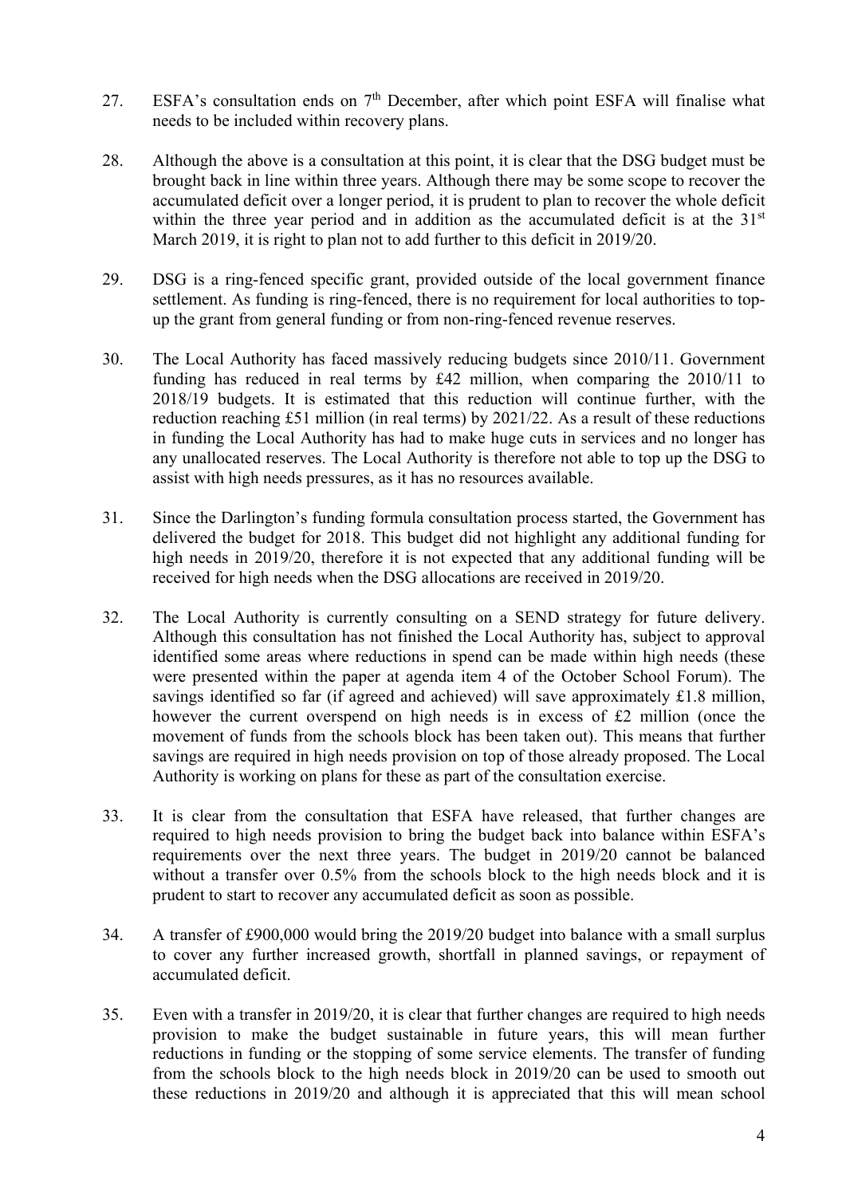27. ESFA's consultation ends on 7th December, after which point ESFA will finalise what needs to be included within recovery plans.

28. Although the above is a consultation at this point, it is clear that the DSG budget must be brought back in line within three years. Although there may be some scope to recover the accumulated deficit over a longer period, it is prudent to plan to recover the whole deficit within the three year period and in addition as the accumulated deficit is at the 31st March 2019, it is right to plan not to add further to this deficit in 2019/20.

29. DSG is a ring-fenced specific grant, provided outside of the local government finance settlement. As funding is ring-fenced, there is no requirement for local authorities to top-up the grant from general funding or from non-ring-fenced revenue reserves.

30. The Local Authority has faced massively reducing budgets since 2010/11. Government funding has reduced in real terms by £42 million, when comparing the 2010/11 to 2018/19 budgets. It is estimated that this reduction will continue further, with the reduction reaching £51 million (in real terms) by 2021/22. As a result of these reductions in funding the Local Authority has had to make huge cuts in services and no longer has any unallocated reserves. The Local Authority is therefore not able to top up the DSG to assist with high needs pressures, as it has no resources available.

31. Since the Darlington's funding formula consultation process started, the Government has delivered the budget for 2018. This budget did not highlight any additional funding for high needs in 2019/20, therefore it is not expected that any additional funding will be received for high needs when the DSG allocations are received in 2019/20.

32. The Local Authority is currently consulting on a SEND strategy for future delivery. Although this consultation has not finished the Local Authority has, subject to approval identified some areas where reductions in spend can be made within high needs (these were presented within the paper at agenda item 4 of the October School Forum). The savings identified so far (if agreed and achieved) will save approximately £1.8 million, however the current overspend on high needs is in excess of £2 million (once the movement of funds from the schools block has been taken out). This means that further savings are required in high needs provision on top of those already proposed. The Local Authority is working on plans for these as part of the consultation exercise.

33. It is clear from the consultation that ESFA have released, that further changes are required to high needs provision to bring the budget back into balance within ESFA's requirements over the next three years. The budget in 2019/20 cannot be balanced without a transfer over 0.5% from the schools block to the high needs block and it is prudent to start to recover any accumulated deficit as soon as possible.

34. A transfer of £900,000 would bring the 2019/20 budget into balance with a small surplus to cover any further increased growth, shortfall in planned savings, or repayment of accumulated deficit.

35. Even with a transfer in 2019/20, it is clear that further changes are required to high needs provision to make the budget sustainable in future years, this will mean further reductions in funding or the stopping of some service elements. The transfer of funding from the schools block to the high needs block in 2019/20 can be used to smooth out these reductions in 2019/20 and although it is appreciated that this will mean school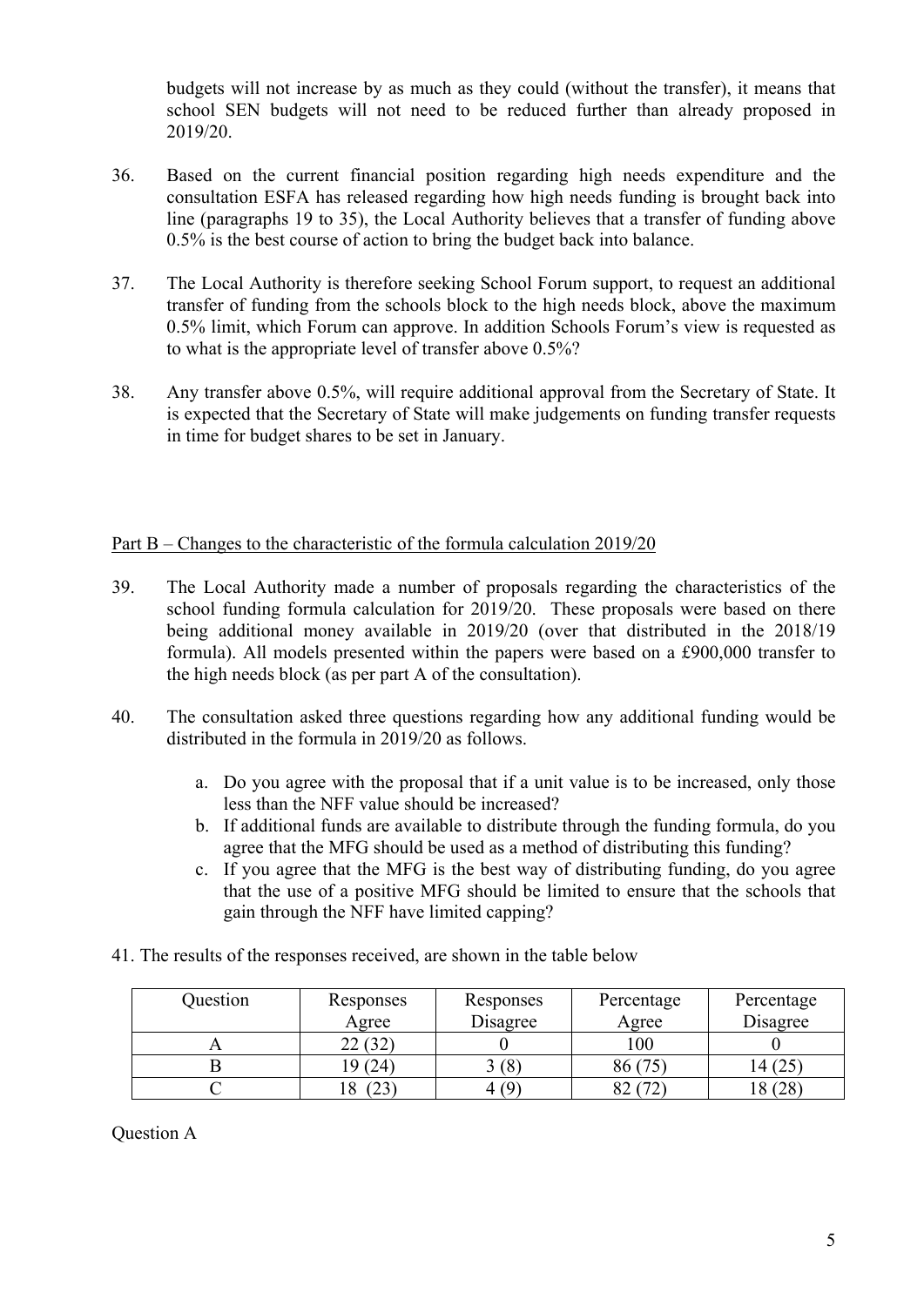budgets will not increase by as much as they could (without the transfer), it means that school SEN budgets will not need to be reduced further than already proposed in 2019/20.

36. Based on the current financial position regarding high needs expenditure and the consultation ESFA has released regarding how high needs funding is brought back into line (paragraphs 19 to 35), the Local Authority believes that a transfer of funding above 0.5% is the best course of action to bring the budget back into balance.

37. The Local Authority is therefore seeking School Forum support, to request an additional transfer of funding from the schools block to the high needs block, above the maximum 0.5% limit, which Forum can approve. In addition Schools Forum's view is requested as to what is the appropriate level of transfer above 0.5%?

38. Any transfer above 0.5%, will require additional approval from the Secretary of State. It is expected that the Secretary of State will make judgements on funding transfer requests in time for budget shares to be set in January.

Part B – Changes to the characteristic of the formula calculation 2019/20

39. The Local Authority made a number of proposals regarding the characteristics of the school funding formula calculation for 2019/20. These proposals were based on there being additional money available in 2019/20 (over that distributed in the 2018/19 formula). All models presented within the papers were based on a £900,000 transfer to the high needs block (as per part A of the consultation).

40. The consultation asked three questions regarding how any additional funding would be distributed in the formula in 2019/20 as follows.

    a. Do you agree with the proposal that if a unit value is to be increased, only those less than the NFF value should be increased?
    b. If additional funds are available to distribute through the funding formula, do you agree that the MFG should be used as a method of distributing this funding?
    c. If you agree that the MFG is the best way of distributing funding, do you agree that the use of a positive MFG should be limited to ensure that the schools that gain through the NFF have limited capping?

41. The results of the responses received, are shown in the table below

| Question | Responses Agree | Responses Disagree | Percentage Agree | Percentage Disagree |
|---|---|---|---|---|
| A | 22 (32) | 0 | 100 | 0 |
| B | 19 (24) | 3 (8) | 86 (75) | 14 (25) |
| C | 18 (23) | 4 (9) | 82 (72) | 18 (28) |

Question A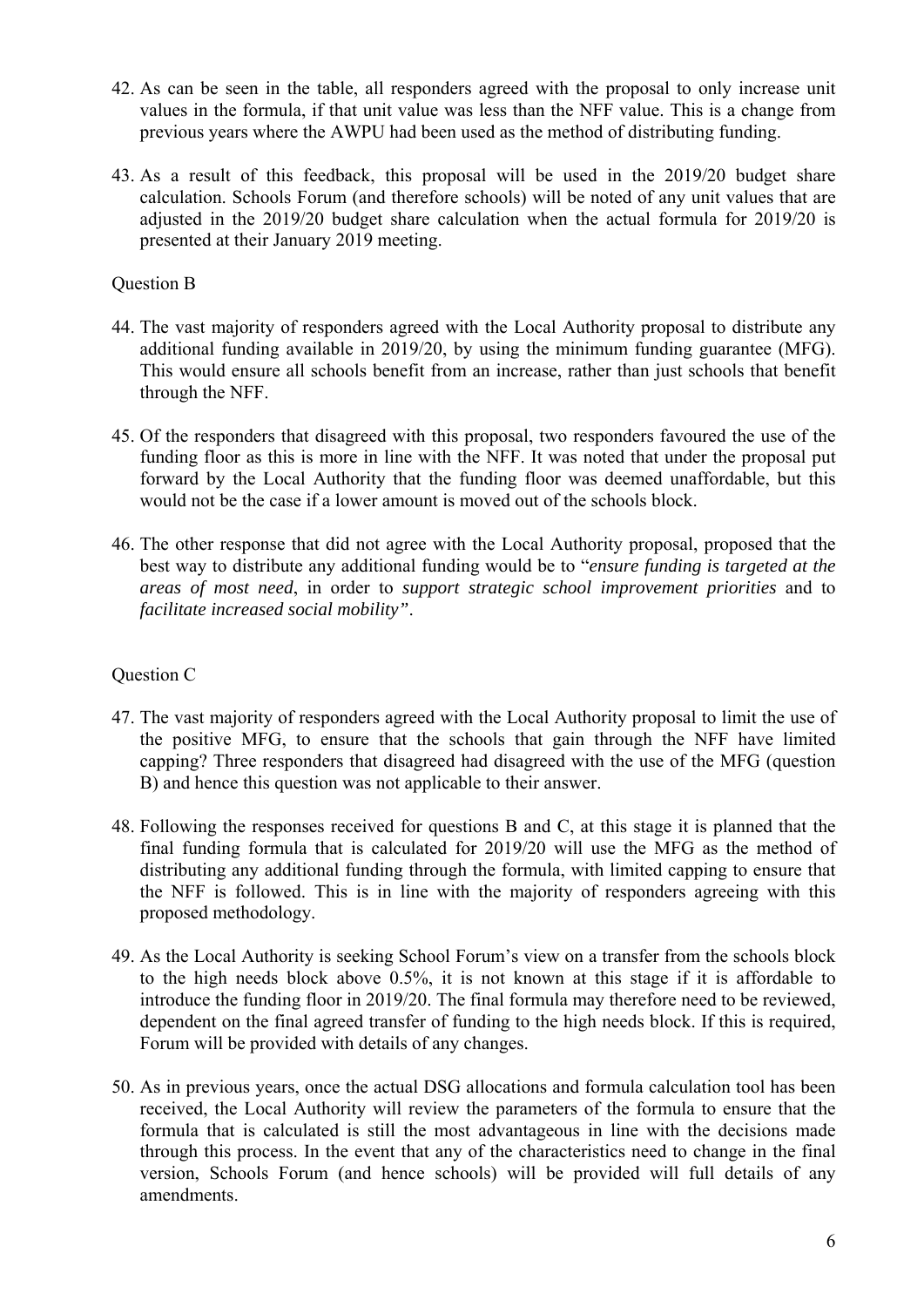42. As can be seen in the table, all responders agreed with the proposal to only increase unit values in the formula, if that unit value was less than the NFF value. This is a change from previous years where the AWPU had been used as the method of distributing funding.

43. As a result of this feedback, this proposal will be used in the 2019/20 budget share calculation. Schools Forum (and therefore schools) will be noted of any unit values that are adjusted in the 2019/20 budget share calculation when the actual formula for 2019/20 is presented at their January 2019 meeting.

Question B

44. The vast majority of responders agreed with the Local Authority proposal to distribute any additional funding available in 2019/20, by using the minimum funding guarantee (MFG). This would ensure all schools benefit from an increase, rather than just schools that benefit through the NFF.

45. Of the responders that disagreed with this proposal, two responders favoured the use of the funding floor as this is more in line with the NFF. It was noted that under the proposal put forward by the Local Authority that the funding floor was deemed unaffordable, but this would not be the case if a lower amount is moved out of the schools block.

46. The other response that did not agree with the Local Authority proposal, proposed that the best way to distribute any additional funding would be to "*ensure funding is targeted at the areas of most need*, in order to *support strategic school improvement priorities* and to *facilitate increased social mobility"*.

Question C

47. The vast majority of responders agreed with the Local Authority proposal to limit the use of the positive MFG, to ensure that the schools that gain through the NFF have limited capping? Three responders that disagreed had disagreed with the use of the MFG (question B) and hence this question was not applicable to their answer.

48. Following the responses received for questions B and C, at this stage it is planned that the final funding formula that is calculated for 2019/20 will use the MFG as the method of distributing any additional funding through the formula, with limited capping to ensure that the NFF is followed. This is in line with the majority of responders agreeing with this proposed methodology.

49. As the Local Authority is seeking School Forum's view on a transfer from the schools block to the high needs block above 0.5%, it is not known at this stage if it is affordable to introduce the funding floor in 2019/20. The final formula may therefore need to be reviewed, dependent on the final agreed transfer of funding to the high needs block. If this is required, Forum will be provided with details of any changes.

50. As in previous years, once the actual DSG allocations and formula calculation tool has been received, the Local Authority will review the parameters of the formula to ensure that the formula that is calculated is still the most advantageous in line with the decisions made through this process. In the event that any of the characteristics need to change in the final version, Schools Forum (and hence schools) will be provided will full details of any amendments.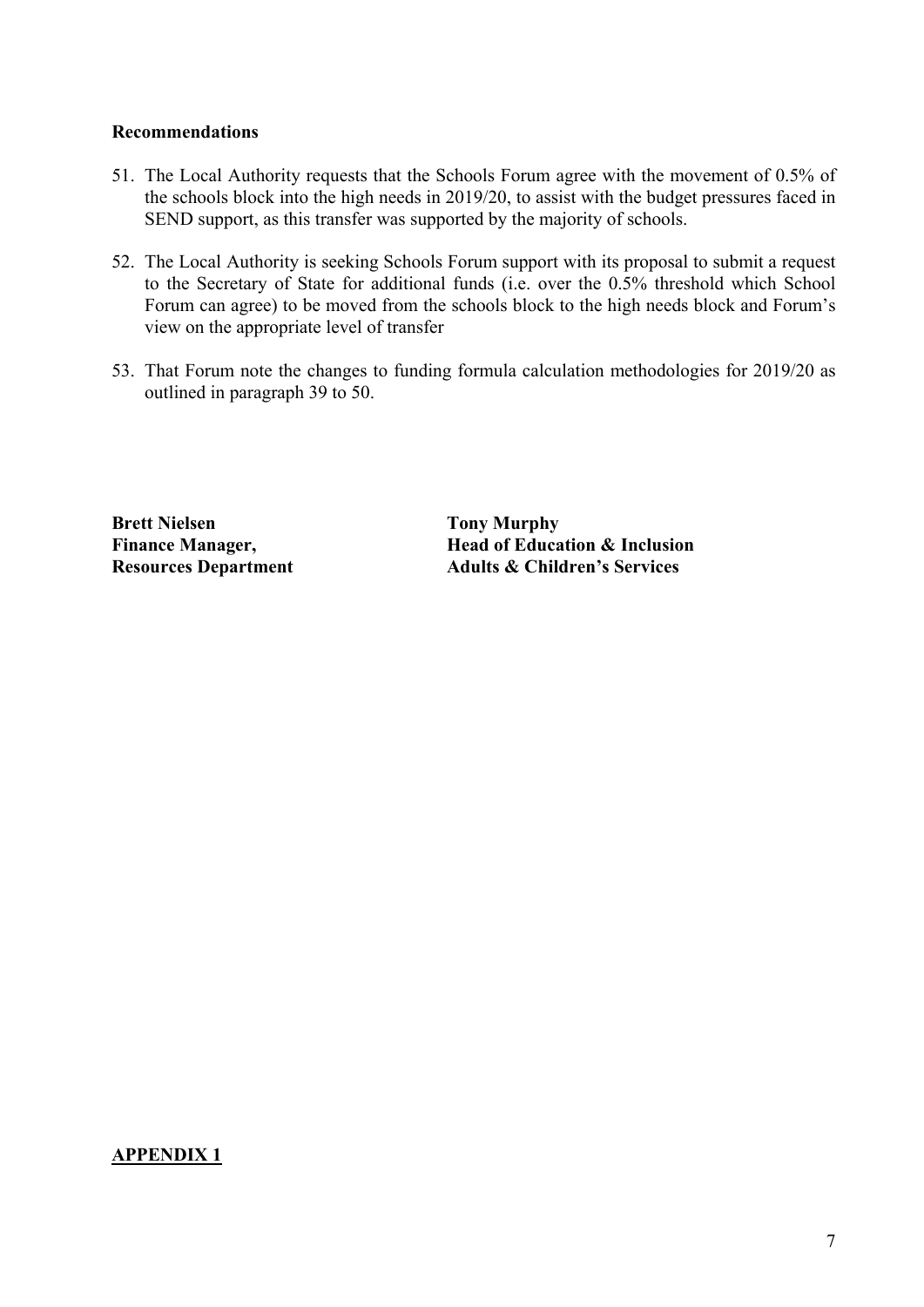**Recommendations**

51. The Local Authority requests that the Schools Forum agree with the movement of 0.5% of the schools block into the high needs in 2019/20, to assist with the budget pressures faced in SEND support, as this transfer was supported by the majority of schools.

52. The Local Authority is seeking Schools Forum support with its proposal to submit a request to the Secretary of State for additional funds (i.e. over the 0.5% threshold which School Forum can agree) to be moved from the schools block to the high needs block and Forum's view on the appropriate level of transfer

53. That Forum note the changes to funding formula calculation methodologies for 2019/20 as outlined in paragraph 39 to 50.

| | |
|---|---|
| **Brett Nielsen** | **Tony Murphy** |
| **Finance Manager,** | **Head of Education & Inclusion** |
| **Resources Department** | **Adults & Children's Services** |

**APPENDIX 1**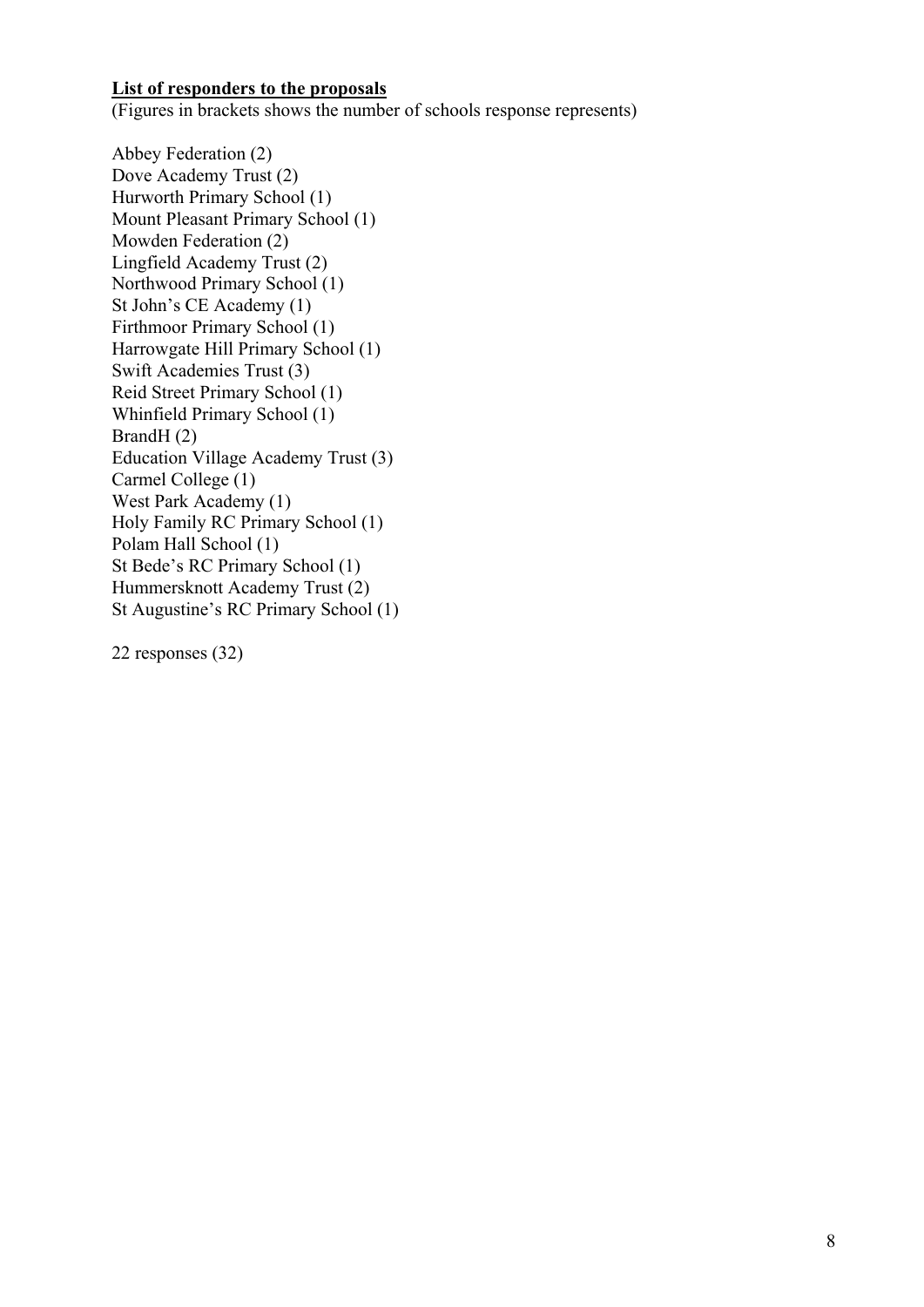**List of responders to the proposals**

(Figures in brackets shows the number of schools response represents)

Abbey Federation (2)
Dove Academy Trust (2)
Hurworth Primary School (1)
Mount Pleasant Primary School (1)
Mowden Federation (2)
Lingfield Academy Trust (2)
Northwood Primary School (1)
St John's CE Academy (1)
Firthmoor Primary School (1)
Harrowgate Hill Primary School (1)
Swift Academies Trust (3)
Reid Street Primary School (1)
Whinfield Primary School (1)
BrandH (2)
Education Village Academy Trust (3)
Carmel College (1)
West Park Academy (1)
Holy Family RC Primary School (1)
Polam Hall School (1)
St Bede's RC Primary School (1)
Hummersknott Academy Trust (2)
St Augustine's RC Primary School (1)

22 responses (32)